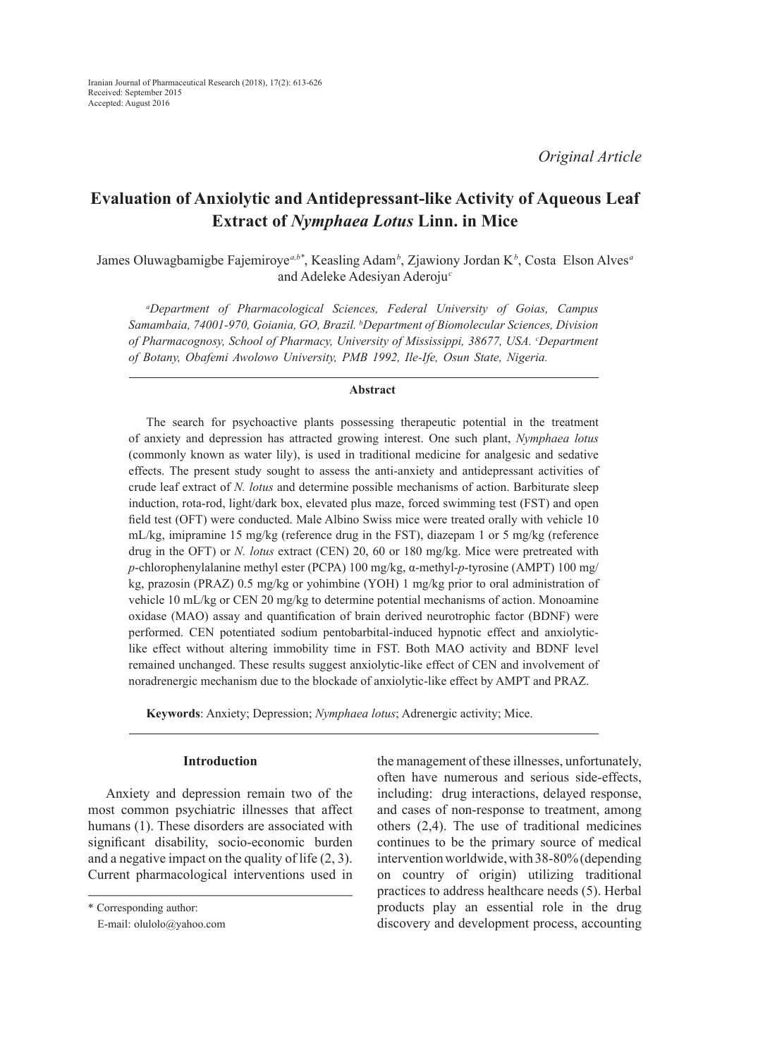*Original Article*

# Evaluation of Anxiolytic and Antidepressant-like Activity of Aqueous Leaf Extract of *Nymphaea Lotus* Linn. in Mice

James Oluwagbamigbe Fajemiroye[a,b*], Keasling Adam[b], Zjawiony Jordan K[b], Costa Elson Alves[a] and Adeleke Adesiyan Aderoju[c]

*[a]Department of Pharmacological Sciences, Federal University of Goias, Campus Samambaia, 74001-970, Goiania, GO, Brazil. [b]Department of Biomolecular Sciences, Division of Pharmacognosy, School of Pharmacy, University of Mississippi, 38677, USA. [c]Department of Botany, Obafemi Awolowo University, PMB 1992, Ile-Ife, Osun State, Nigeria.*

## Abstract

The search for psychoactive plants possessing therapeutic potential in the treatment of anxiety and depression has attracted growing interest. One such plant, *Nymphaea lotus* (commonly known as water lily), is used in traditional medicine for analgesic and sedative effects. The present study sought to assess the anti-anxiety and antidepressant activities of crude leaf extract of *N. lotus* and determine possible mechanisms of action. Barbiturate sleep induction, rota-rod, light/dark box, elevated plus maze, forced swimming test (FST) and open field test (OFT) were conducted. Male Albino Swiss mice were treated orally with vehicle 10 mL/kg, imipramine 15 mg/kg (reference drug in the FST), diazepam 1 or 5 mg/kg (reference drug in the OFT) or *N. lotus* extract (CEN) 20, 60 or 180 mg/kg. Mice were pretreated with *p*-chlorophenylalanine methyl ester (PCPA) 100 mg/kg, α-methyl-*p*-tyrosine (AMPT) 100 mg/kg, prazosin (PRAZ) 0.5 mg/kg or yohimbine (YOH) 1 mg/kg prior to oral administration of vehicle 10 mL/kg or CEN 20 mg/kg to determine potential mechanisms of action. Monoamine oxidase (MAO) assay and quantification of brain derived neurotrophic factor (BDNF) were performed. CEN potentiated sodium pentobarbital-induced hypnotic effect and anxiolytic-like effect without altering immobility time in FST. Both MAO activity and BDNF level remained unchanged. These results suggest anxiolytic-like effect of CEN and involvement of noradrenergic mechanism due to the blockade of anxiolytic-like effect by AMPT and PRAZ.

**Keywords**: Anxiety; Depression; *Nymphaea lotus*; Adrenergic activity; Mice.

## Introduction

Anxiety and depression remain two of the most common psychiatric illnesses that affect humans (1). These disorders are associated with significant disability, socio-economic burden and a negative impact on the quality of life (2, 3). Current pharmacological interventions used in the management of these illnesses, unfortunately, often have numerous and serious side-effects, including: drug interactions, delayed response, and cases of non-response to treatment, among others (2,4). The use of traditional medicines continues to be the primary source of medical intervention worldwide, with 38-80% (depending on country of origin) utilizing traditional practices to address healthcare needs (5). Herbal products play an essential role in the drug discovery and development process, accounting

\* Corresponding author:
E-mail: olulolo@yahoo.com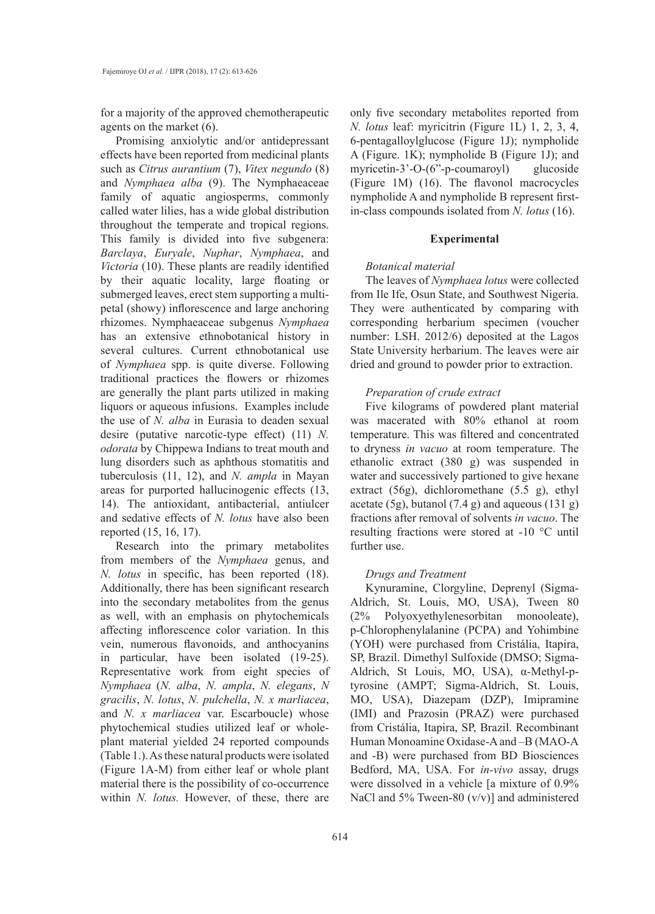for a majority of the approved chemotherapeutic agents on the market (6).

Promising anxiolytic and/or antidepressant effects have been reported from medicinal plants such as *Citrus aurantium* (7), *Vitex negundo* (8) and *Nymphaea alba* (9). The Nymphaeaceae family of aquatic angiosperms, commonly called water lilies, has a wide global distribution throughout the temperate and tropical regions. This family is divided into five subgenera: *Barclaya*, *Euryale*, *Nuphar*, *Nymphaea*, and *Victoria* (10). These plants are readily identified by their aquatic locality, large floating or submerged leaves, erect stem supporting a multi-petal (showy) inflorescence and large anchoring rhizomes. Nymphaeaceae subgenus *Nymphaea* has an extensive ethnobotanical history in several cultures. Current ethnobotanical use of *Nymphaea* spp. is quite diverse. Following traditional practices the flowers or rhizomes are generally the plant parts utilized in making liquors or aqueous infusions. Examples include the use of *N. alba* in Eurasia to deaden sexual desire (putative narcotic-type effect) (11) *N. odorata* by Chippewa Indians to treat mouth and lung disorders such as aphthous stomatitis and tuberculosis (11, 12), and *N. ampla* in Mayan areas for purported hallucinogenic effects (13, 14). The antioxidant, antibacterial, antiulcer and sedative effects of *N. lotus* have also been reported (15, 16, 17).

Research into the primary metabolites from members of the *Nymphaea* genus, and *N. lotus* in specific, has been reported (18). Additionally, there has been significant research into the secondary metabolites from the genus as well, with an emphasis on phytochemicals affecting inflorescence color variation. In this vein, numerous flavonoids, and anthocyanins in particular, have been isolated (19-25). Representative work from eight species of *Nymphaea* (*N. alba*, *N. ampla*, *N. elegans*, *N gracilis*, *N. lotus*, *N. pulchella*, *N. x marliacea*, and *N. x marliacea* var. Escarboucle) whose phytochemical studies utilized leaf or whole-plant material yielded 24 reported compounds (Table 1.). As these natural products were isolated (Figure 1A-M) from either leaf or whole plant material there is the possibility of co-occurrence within *N. lotus.* However, of these, there are only five secondary metabolites reported from *N. lotus* leaf: myricitrin (Figure 1L) 1, 2, 3, 4, 6-pentagalloylglucose (Figure 1J); nympholide A (Figure. 1K); nympholide B (Figure 1J); and myricetin-3'-O-(6''-p-coumaroyl) glucoside (Figure 1M) (16). The flavonol macrocycles nympholide A and nympholide B represent first-in-class compounds isolated from *N. lotus* (16).

## Experimental

### *Botanical material*

The leaves of *Nymphaea lotus* were collected from Ile Ife, Osun State, and Southwest Nigeria. They were authenticated by comparing with corresponding herbarium specimen (voucher number: LSH. 2012/6) deposited at the Lagos State University herbarium. The leaves were air dried and ground to powder prior to extraction.

### *Preparation of crude extract*

Five kilograms of powdered plant material was macerated with 80% ethanol at room temperature. This was filtered and concentrated to dryness *in vacuo* at room temperature. The ethanolic extract (380 g) was suspended in water and successively partioned to give hexane extract (56g), dichloromethane (5.5 g), ethyl acetate (5g), butanol (7.4 g) and aqueous (131 g) fractions after removal of solvents *in vacuo*. The resulting fractions were stored at -10 °C until further use.

### *Drugs and Treatment*

Kynuramine, Clorgyline, Deprenyl (Sigma-Aldrich, St. Louis, MO, USA), Tween 80 (2% Polyoxyethylenesorbitan monooleate), p-Chlorophenylalanine (PCPA) and Yohimbine (YOH) were purchased from Cristália, Itapira, SP, Brazil. Dimethyl Sulfoxide (DMSO; Sigma-Aldrich, St Louis, MO, USA), α-Methyl-p-tyrosine (AMPT; Sigma-Aldrich, St. Louis, MO, USA), Diazepam (DZP), Imipramine (IMI) and Prazosin (PRAZ) were purchased from Cristália, Itapira, SP, Brazil. Recombinant Human Monoamine Oxidase-A and –B (MAO-A and -B) were purchased from BD Biosciences Bedford, MA, USA. For *in-vivo* assay, drugs were dissolved in a vehicle [a mixture of 0.9% NaCl and 5% Tween-80 (v/v)] and administered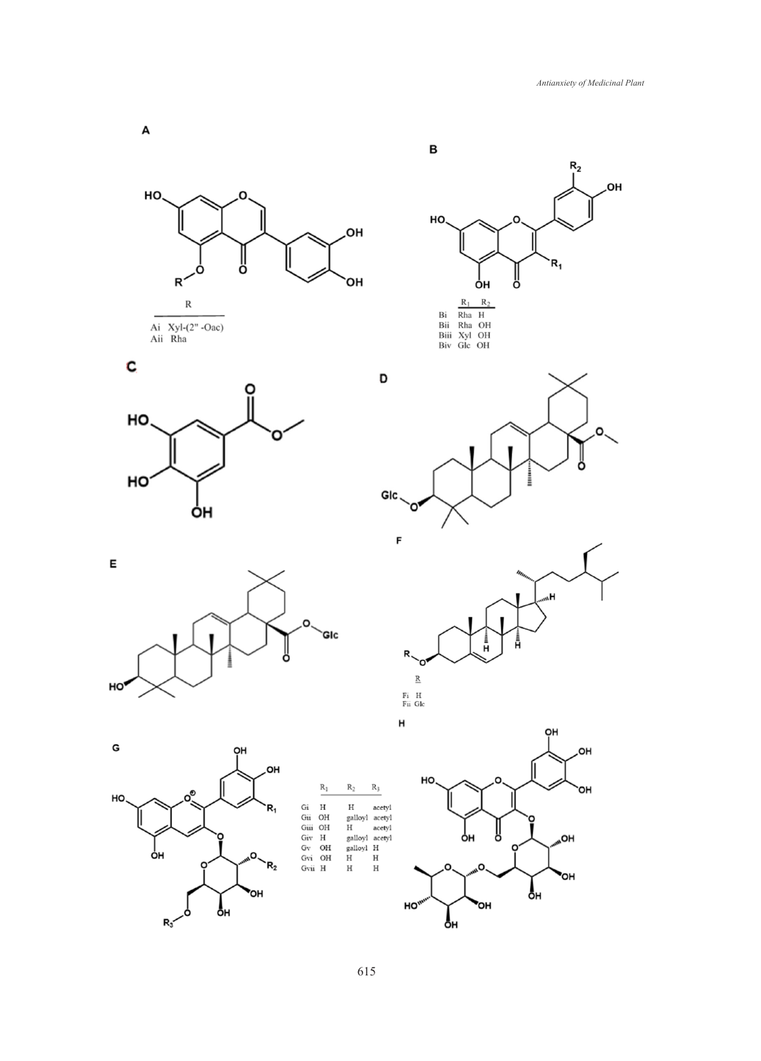A

| | R |
|---|---|
| Ai | Xyl-(2" -Oac) |
| Aii | Rha |

B

| | $R_1$ | $R_2$ |
|---|---|---|
| Bi | Rha | H |
| Bii | Rha | OH |
| Biii | Xyl | OH |
| Biv | Glc | OH |

C

D

E

F

| | R |
|---|---|
| Fi | H |
| Fii | Glc |

G

| | $R_1$ | $R_2$ | $R_3$ |
|---|---|---|---|
| Gi | H | H | acetyl |
| Gii | OH | galloyl | acetyl |
| Giii | OH | H | acetyl |
| Giv | H | galloyl | acetyl |
| Gv | OH | galloyl | H |
| Gvi | OH | H | H |
| Gvii | H | H | H |

H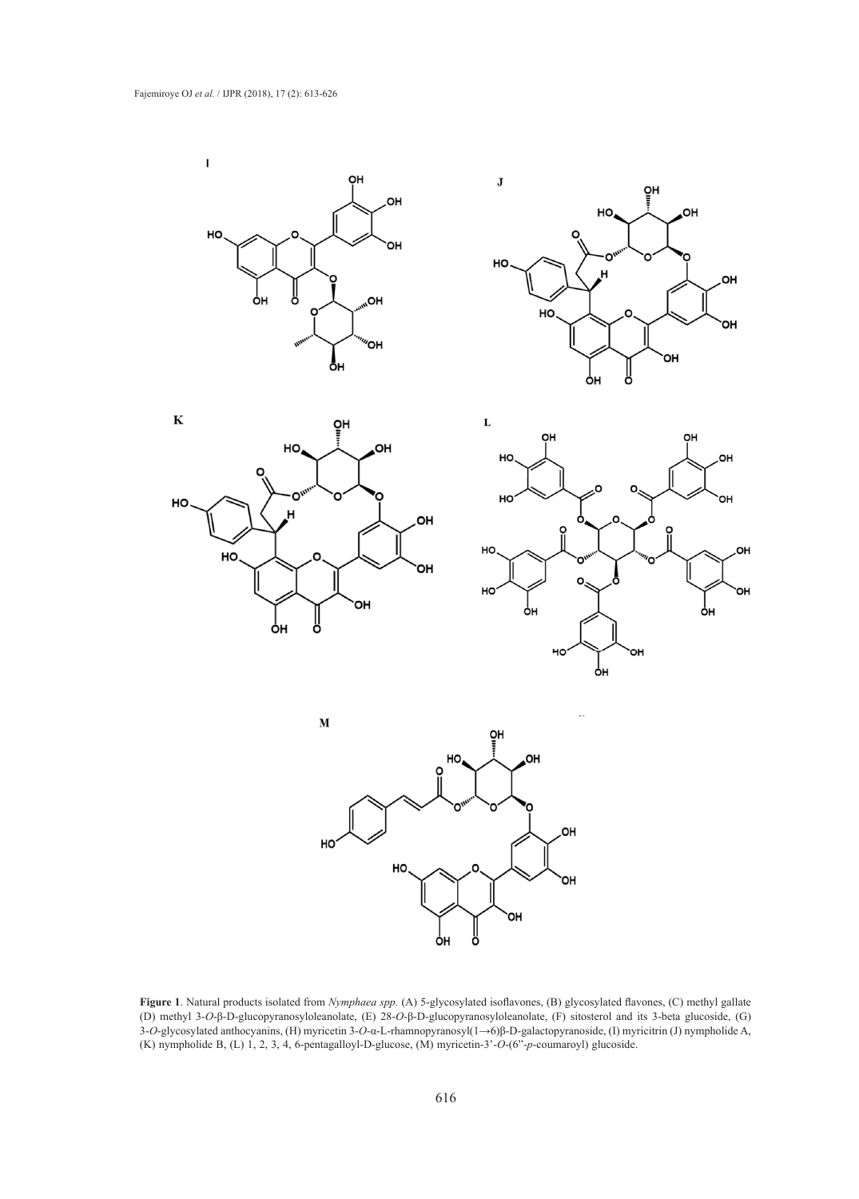**Figure 1**. Natural products isolated from *Nymphaea spp.* (A) 5-glycosylated isoflavones, (B) glycosylated flavones, (C) methyl gallate (D) methyl 3-*O*-β-D-glucopyranosyloleanolate, (E) 28-*O*-β-D-glucopyranosyloleanolate, (F) sitosterol and its 3-beta glucoside, (G) 3-*O*-glycosylated anthocyanins, (H) myricetin 3-*O*-α-L-rhamnopyranosyl(1→6)β-D-galactopyranoside, (I) myricitrin (J) nympholide A, (K) nympholide B, (L) 1, 2, 3, 4, 6-pentagalloyl-D-glucose, (M) myricetin-3'-*O*-(6''-*p*-coumaroyl) glucoside.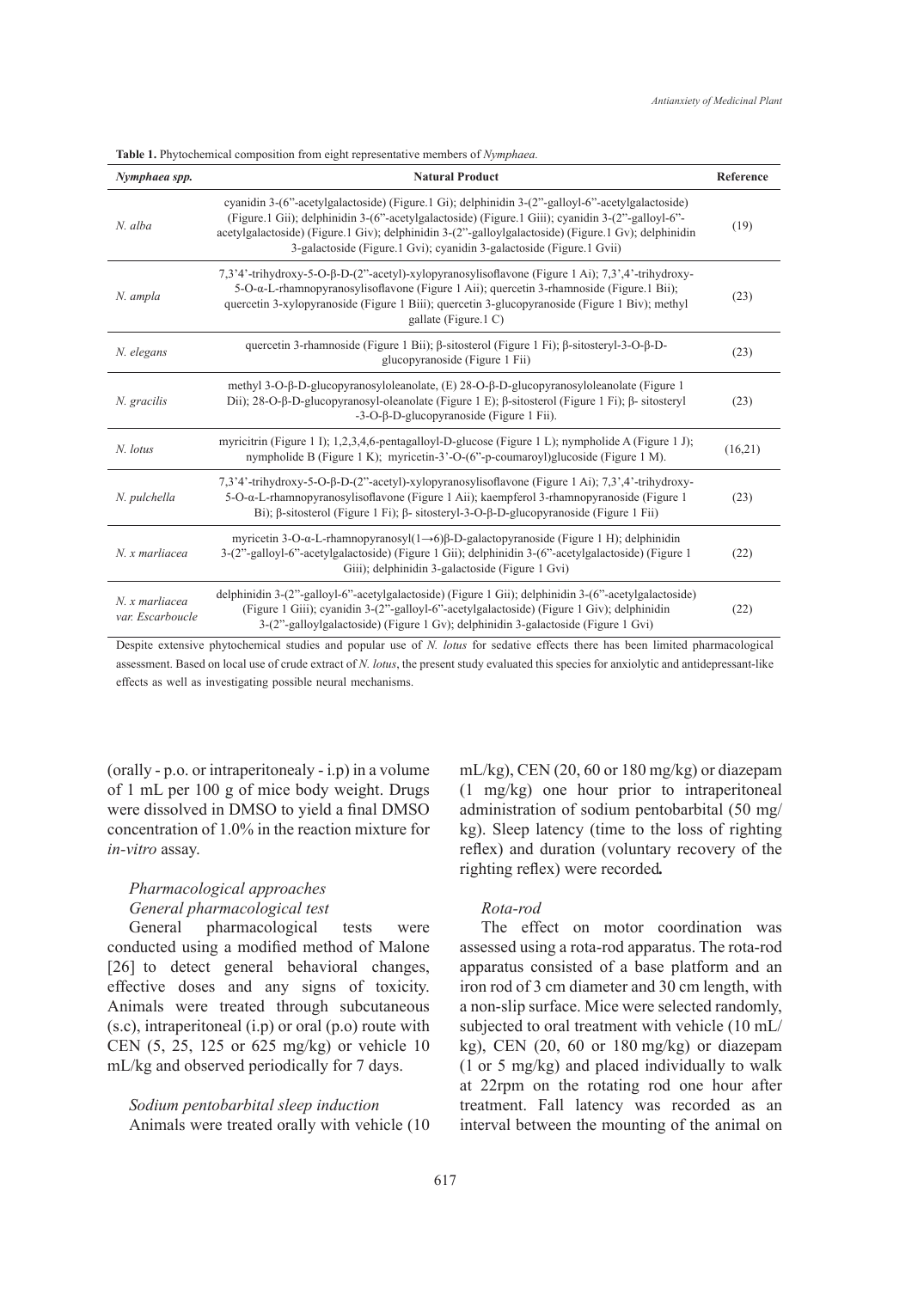**Table 1.** Phytochemical composition from eight representative members of *Nymphaea.*

| *Nymphaea spp.* | Natural Product | Reference |
|---|---|---|
| *N. alba* | cyanidin 3-(6''-acetylgalactoside) (Figure.1 Gi); delphinidin 3-(2''-galloyl-6''-acetylgalactoside) (Figure.1 Gii); delphinidin 3-(6''-acetylgalactoside) (Figure.1 Giii); cyanidin 3-(2''-galloyl-6''-acetylgalactoside) (Figure.1 Giv); delphinidin 3-(2''-galloylgalactoside) (Figure.1 Gv); delphinidin 3-galactoside (Figure.1 Gvi); cyanidin 3-galactoside (Figure.1 Gvii) | (19) |
| *N. ampla* | 7,3'4'-trihydroxy-5-O-β-D-(2''-acetyl)-xylopyranosylisoflavone (Figure 1 Ai); 7,3',4'-trihydroxy-5-O-α-L-rhamnopyranosylisoflavone (Figure 1 Aii); quercetin 3-rhamnoside (Figure.1 Bii); quercetin 3-xylopyranoside (Figure 1 Biii); quercetin 3-glucopyranoside (Figure 1 Biv); methyl gallate (Figure.1 C) | (23) |
| *N. elegans* | quercetin 3-rhamnoside (Figure 1 Bii); β-sitosterol (Figure 1 Fi); β-sitosteryl-3-O-β-D-glucopyranoside (Figure 1 Fii) | (23) |
| *N. gracilis* | methyl 3-O-β-D-glucopyranosyloleanolate, (E) 28-O-β-D-glucopyranosyloleanolate (Figure 1 Dii); 28-O-β-D-glucopyranosyl-oleanolate (Figure 1 E); β-sitosterol (Figure 1 Fi); β- sitosteryl -3-O-β-D-glucopyranoside (Figure 1 Fii). | (23) |
| *N. lotus* | myricitrin (Figure 1 I); 1,2,3,4,6-pentagalloyl-D-glucose (Figure 1 L); nympholide A (Figure 1 J); nympholide B (Figure 1 K); myricetin-3'-O-(6''-p-coumaroyl)glucoside (Figure 1 M). | (16,21) |
| *N. pulchella* | 7,3'4'-trihydroxy-5-O-β-D-(2''-acetyl)-xylopyranosylisoflavone (Figure 1 Ai); 7,3',4'-trihydroxy-5-O-α-L-rhamnopyranosylisoflavone (Figure 1 Aii); kaempferol 3-rhamnopyranoside (Figure 1 Bi); β-sitosterol (Figure 1 Fi); β- sitosteryl-3-O-β-D-glucopyranoside (Figure 1 Fii) | (23) |
| *N. x marliacea* | myricetin 3-O-α-L-rhamnopyranosyl(1→6)β-D-galactopyranoside (Figure 1 H); delphinidin 3-(2''-galloyl-6''-acetylgalactoside) (Figure 1 Gii); delphinidin 3-(6''-acetylgalactoside) (Figure 1 Giii); delphinidin 3-galactoside (Figure 1 Gvi) | (22) |
| *N. x marliacea var. Escarboucle* | delphinidin 3-(2''-galloyl-6''-acetylgalactoside) (Figure 1 Gii); delphinidin 3-(6''-acetylgalactoside) (Figure 1 Giii); cyanidin 3-(2''-galloyl-6''-acetylgalactoside) (Figure 1 Giv); delphinidin 3-(2''-galloylgalactoside) (Figure 1 Gv); delphinidin 3-galactoside (Figure 1 Gvi) | (22) |

Despite extensive phytochemical studies and popular use of *N. lotus* for sedative effects there has been limited pharmacological assessment. Based on local use of crude extract of *N. lotus*, the present study evaluated this species for anxiolytic and antidepressant-like effects as well as investigating possible neural mechanisms.

(orally - p.o. or intraperitonealy - i.p) in a volume of 1 mL per 100 g of mice body weight. Drugs were dissolved in DMSO to yield a final DMSO concentration of 1.0% in the reaction mixture for *in-vitro* assay.

### *Pharmacological approaches*

#### *General pharmacological test*

General pharmacological tests were conducted using a modified method of Malone [26] to detect general behavioral changes, effective doses and any signs of toxicity. Animals were treated through subcutaneous (s.c), intraperitoneal (i.p) or oral (p.o) route with CEN (5, 25, 125 or 625 mg/kg) or vehicle 10 mL/kg and observed periodically for 7 days.

#### *Sodium pentobarbital sleep induction*

Animals were treated orally with vehicle (10 mL/kg), CEN (20, 60 or 180 mg/kg) or diazepam (1 mg/kg) one hour prior to intraperitoneal administration of sodium pentobarbital (50 mg/kg). Sleep latency (time to the loss of righting reflex) and duration (voluntary recovery of the righting reflex) were recorded**.**

#### *Rota-rod*

The effect on motor coordination was assessed using a rota-rod apparatus. The rota-rod apparatus consisted of a base platform and an iron rod of 3 cm diameter and 30 cm length, with a non-slip surface. Mice were selected randomly, subjected to oral treatment with vehicle (10 mL/kg), CEN (20, 60 or 180 mg/kg) or diazepam (1 or 5 mg/kg) and placed individually to walk at 22rpm on the rotating rod one hour after treatment. Fall latency was recorded as an interval between the mounting of the animal on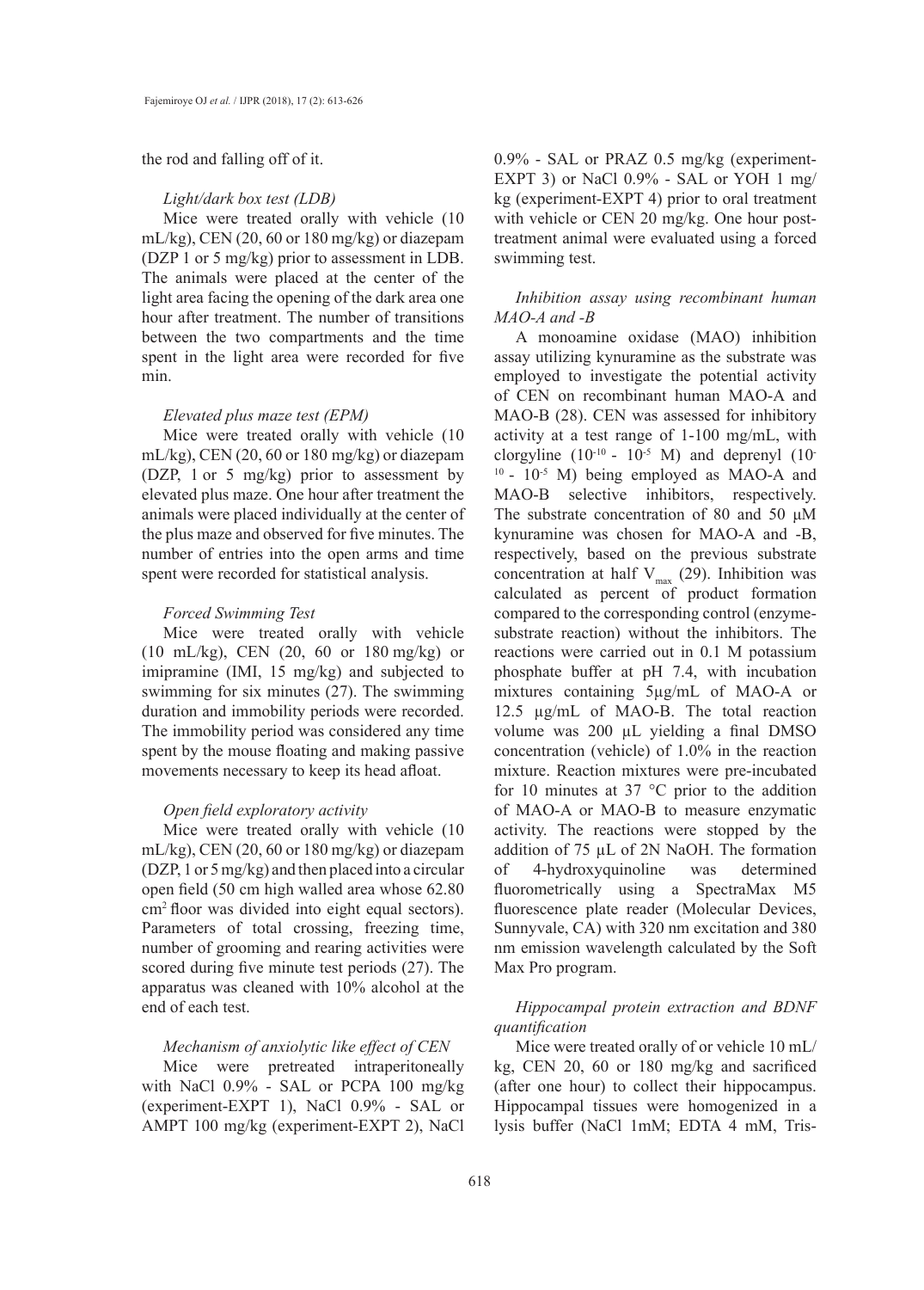the rod and falling off of it.

### *Light/dark box test (LDB)*

Mice were treated orally with vehicle (10 mL/kg), CEN (20, 60 or 180 mg/kg) or diazepam (DZP 1 or 5 mg/kg) prior to assessment in LDB. The animals were placed at the center of the light area facing the opening of the dark area one hour after treatment. The number of transitions between the two compartments and the time spent in the light area were recorded for five min.

### *Elevated plus maze test (EPM)*

Mice were treated orally with vehicle (10 mL/kg), CEN (20, 60 or 180 mg/kg) or diazepam (DZP, 1 or 5 mg/kg) prior to assessment by elevated plus maze. One hour after treatment the animals were placed individually at the center of the plus maze and observed for five minutes. The number of entries into the open arms and time spent were recorded for statistical analysis.

### *Forced Swimming Test*

Mice were treated orally with vehicle (10 mL/kg), CEN (20, 60 or 180 mg/kg) or imipramine (IMI, 15 mg/kg) and subjected to swimming for six minutes (27). The swimming duration and immobility periods were recorded. The immobility period was considered any time spent by the mouse floating and making passive movements necessary to keep its head afloat.

### *Open field exploratory activity*

Mice were treated orally with vehicle (10 mL/kg), CEN (20, 60 or 180 mg/kg) or diazepam (DZP, 1 or 5 mg/kg) and then placed into a circular open field (50 cm high walled area whose 62.80 $cm^2$ floor was divided into eight equal sectors). Parameters of total crossing, freezing time, number of grooming and rearing activities were scored during five minute test periods (27). The apparatus was cleaned with 10% alcohol at the end of each test.

### *Mechanism of anxiolytic like effect of CEN*

Mice were pretreated intraperitoneally with NaCl 0.9% - SAL or PCPA 100 mg/kg (experiment-EXPT 1), NaCl 0.9% - SAL or AMPT 100 mg/kg (experiment-EXPT 2), NaCl 0.9% - SAL or PRAZ 0.5 mg/kg (experiment-EXPT 3) or NaCl 0.9% - SAL or YOH 1 mg/kg (experiment-EXPT 4) prior to oral treatment with vehicle or CEN 20 mg/kg. One hour post-treatment animal were evaluated using a forced swimming test.

### *Inhibition assay using recombinant human MAO-A and -B*

A monoamine oxidase (MAO) inhibition assay utilizing kynuramine as the substrate was employed to investigate the potential activity of CEN on recombinant human MAO-A and MAO-B (28). CEN was assessed for inhibitory activity at a test range of 1-100 mg/mL, with clorgyline ($10^{-10}$ - $10^{-5}$ M) and deprenyl ($10^{-10}$ - $10^{-5}$ M) being employed as MAO-A and MAO-B selective inhibitors, respectively. The substrate concentration of 80 and 50 μM kynuramine was chosen for MAO-A and -B, respectively, based on the previous substrate concentration at half $V_{max}$ (29). Inhibition was calculated as percent of product formation compared to the corresponding control (enzyme-substrate reaction) without the inhibitors. The reactions were carried out in 0.1 M potassium phosphate buffer at pH 7.4, with incubation mixtures containing 5μg/mL of MAO-A or 12.5 μg/mL of MAO-B. The total reaction volume was 200 μL yielding a final DMSO concentration (vehicle) of 1.0% in the reaction mixture. Reaction mixtures were pre-incubated for 10 minutes at 37 °C prior to the addition of MAO-A or MAO-B to measure enzymatic activity. The reactions were stopped by the addition of 75 μL of 2N NaOH. The formation of 4-hydroxyquinoline was determined fluorometrically using a SpectraMax M5 fluorescence plate reader (Molecular Devices, Sunnyvale, CA) with 320 nm excitation and 380 nm emission wavelength calculated by the Soft Max Pro program.

### *Hippocampal protein extraction and BDNF quantification*

Mice were treated orally of or vehicle 10 mL/kg, CEN 20, 60 or 180 mg/kg and sacrificed (after one hour) to collect their hippocampus. Hippocampal tissues were homogenized in a lysis buffer (NaCl 1mM; EDTA 4 mM, Tris-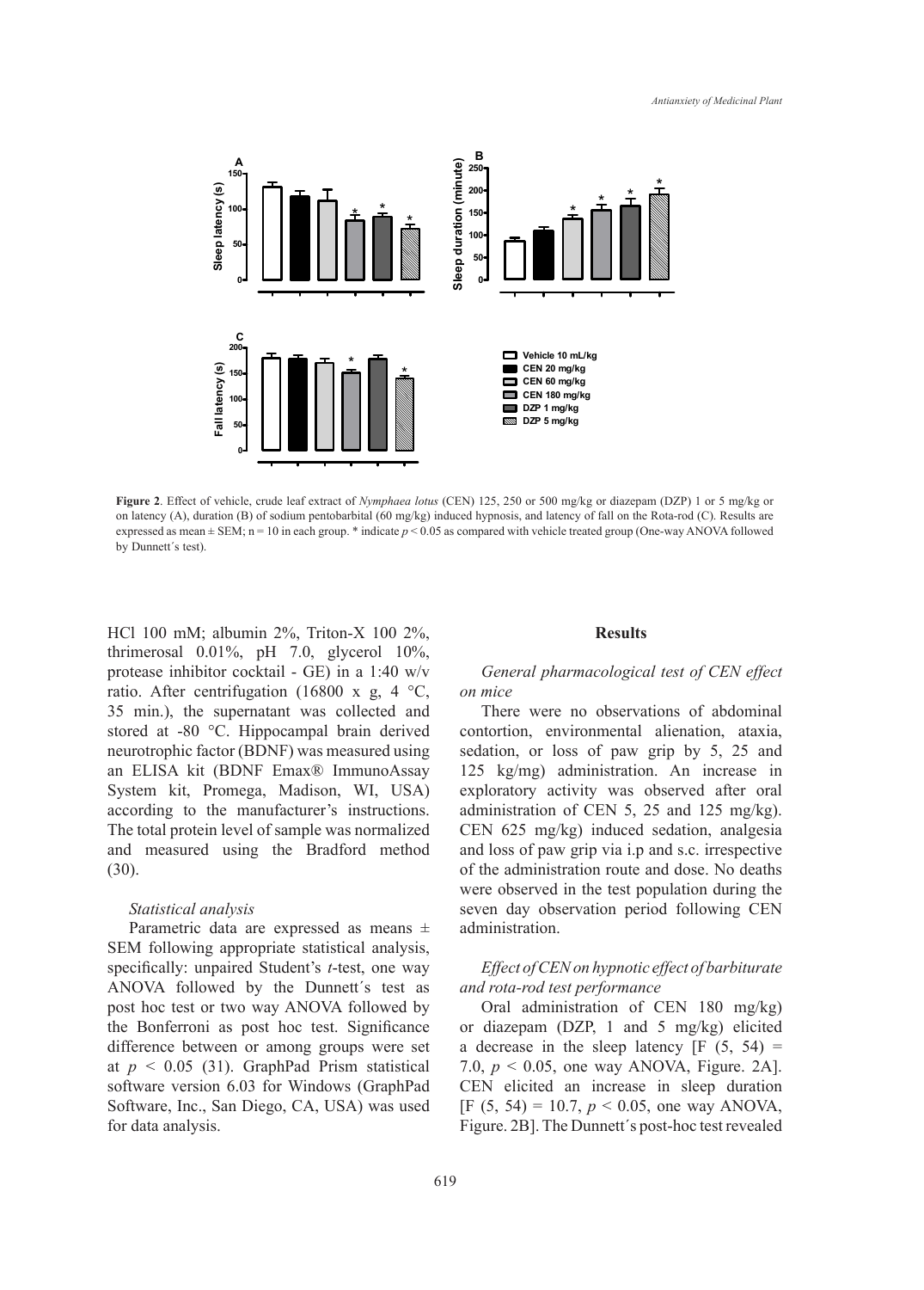**Figure 2**. Effect of vehicle, crude leaf extract of *Nymphaea lotus* (CEN) 125, 250 or 500 mg/kg or diazepam (DZP) 1 or 5 mg/kg or on latency (A), duration (B) of sodium pentobarbital (60 mg/kg) induced hypnosis, and latency of fall on the Rota-rod (C). Results are expressed as mean ± SEM; n = 10 in each group. * indicate $p < 0.05$ as compared with vehicle treated group (One-way ANOVA followed by Dunnett´s test).

HCl 100 mM; albumin 2%, Triton-X 100 2%, thrimerosal 0.01%, pH 7.0, glycerol 10%, protease inhibitor cocktail - GE) in a 1:40 w/v ratio. After centrifugation (16800 x g, 4 °C, 35 min.), the supernatant was collected and stored at -80 °C. Hippocampal brain derived neurotrophic factor (BDNF) was measured using an ELISA kit (BDNF Emax® ImmunoAssay System kit, Promega, Madison, WI, USA) according to the manufacturer's instructions. The total protein level of sample was normalized and measured using the Bradford method (30).

*Statistical analysis*

Parametric data are expressed as means ± SEM following appropriate statistical analysis, specifically: unpaired Student's *t*-test, one way ANOVA followed by the Dunnett´s test as post hoc test or two way ANOVA followed by the Bonferroni as post hoc test. Significance difference between or among groups were set at $p < 0.05$ (31). GraphPad Prism statistical software version 6.03 for Windows (GraphPad Software, Inc., San Diego, CA, USA) was used for data analysis.

## Results

*General pharmacological test of CEN effect on mice*

There were no observations of abdominal contortion, environmental alienation, ataxia, sedation, or loss of paw grip by 5, 25 and 125 kg/mg) administration. An increase in exploratory activity was observed after oral administration of CEN 5, 25 and 125 mg/kg). CEN 625 mg/kg) induced sedation, analgesia and loss of paw grip via i.p and s.c. irrespective of the administration route and dose. No deaths were observed in the test population during the seven day observation period following CEN administration.

*Effect of CEN on hypnotic effect of barbiturate and rota-rod test performance*

Oral administration of CEN 180 mg/kg) or diazepam (DZP, 1 and 5 mg/kg) elicited a decrease in the sleep latency [$F(5, 54) = 7.0$, $p < 0.05$, one way ANOVA, Figure. 2A]. CEN elicited an increase in sleep duration [$F(5, 54) = 10.7$, $p < 0.05$, one way ANOVA, Figure. 2B]. The Dunnett´s post-hoc test revealed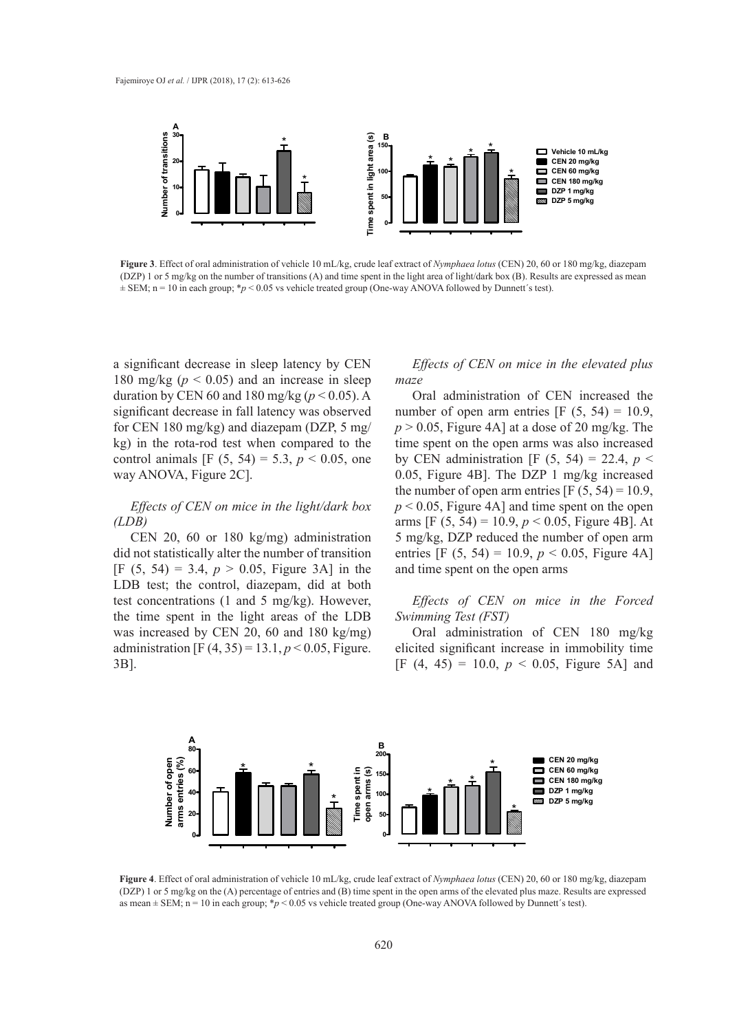**Figure 3**. Effect of oral administration of vehicle 10 mL/kg, crude leaf extract of *Nymphaea lotus* (CEN) 20, 60 or 180 mg/kg, diazepam (DZP) 1 or 5 mg/kg on the number of transitions (A) and time spent in the light area of light/dark box (B). Results are expressed as mean ± SEM; n = 10 in each group; \*$p < 0.05$ vs vehicle treated group (One-way ANOVA followed by Dunnett´s test).

a significant decrease in sleep latency by CEN 180 mg/kg ($p < 0.05$) and an increase in sleep duration by CEN 60 and 180 mg/kg ($p < 0.05$). A significant decrease in fall latency was observed for CEN 180 mg/kg) and diazepam (DZP, 5 mg/kg) in the rota-rod test when compared to the control animals [F (5, 54) = 5.3, $p < 0.05$, one way ANOVA, Figure 2C].

### *Effects of CEN on mice in the light/dark box (LDB)*

CEN 20, 60 or 180 kg/mg) administration did not statistically alter the number of transition [F (5, 54) = 3.4, $p > 0.05$, Figure 3A] in the LDB test; the control, diazepam, did at both test concentrations (1 and 5 mg/kg). However, the time spent in the light areas of the LDB was increased by CEN 20, 60 and 180 kg/mg) administration [F (4, 35) = 13.1, $p < 0.05$, Figure. 3B].

### *Effects of CEN on mice in the elevated plus maze*

Oral administration of CEN increased the number of open arm entries [F (5, 54) = 10.9, $p > 0.05$, Figure 4A] at a dose of 20 mg/kg. The time spent on the open arms was also increased by CEN administration [F (5, 54) = 22.4, $p < 0.05$, Figure 4B]. The DZP 1 mg/kg increased the number of open arm entries [F (5, 54) = 10.9, $p < 0.05$, Figure 4A] and time spent on the open arms [F (5, 54) = 10.9, $p < 0.05$, Figure 4B]. At 5 mg/kg, DZP reduced the number of open arm entries [F (5, 54) = 10.9, $p < 0.05$, Figure 4A] and time spent on the open arms

### *Effects of CEN on mice in the Forced Swimming Test (FST)*

Oral administration of CEN 180 mg/kg elicited significant increase in immobility time [F (4, 45) = 10.0, $p < 0.05$, Figure 5A] and

**Figure 4**. Effect of oral administration of vehicle 10 mL/kg, crude leaf extract of *Nymphaea lotus* (CEN) 20, 60 or 180 mg/kg, diazepam (DZP) 1 or 5 mg/kg on the (A) percentage of entries and (B) time spent in the open arms of the elevated plus maze. Results are expressed as mean ± SEM; n = 10 in each group; \*$p < 0.05$ vs vehicle treated group (One-way ANOVA followed by Dunnett´s test).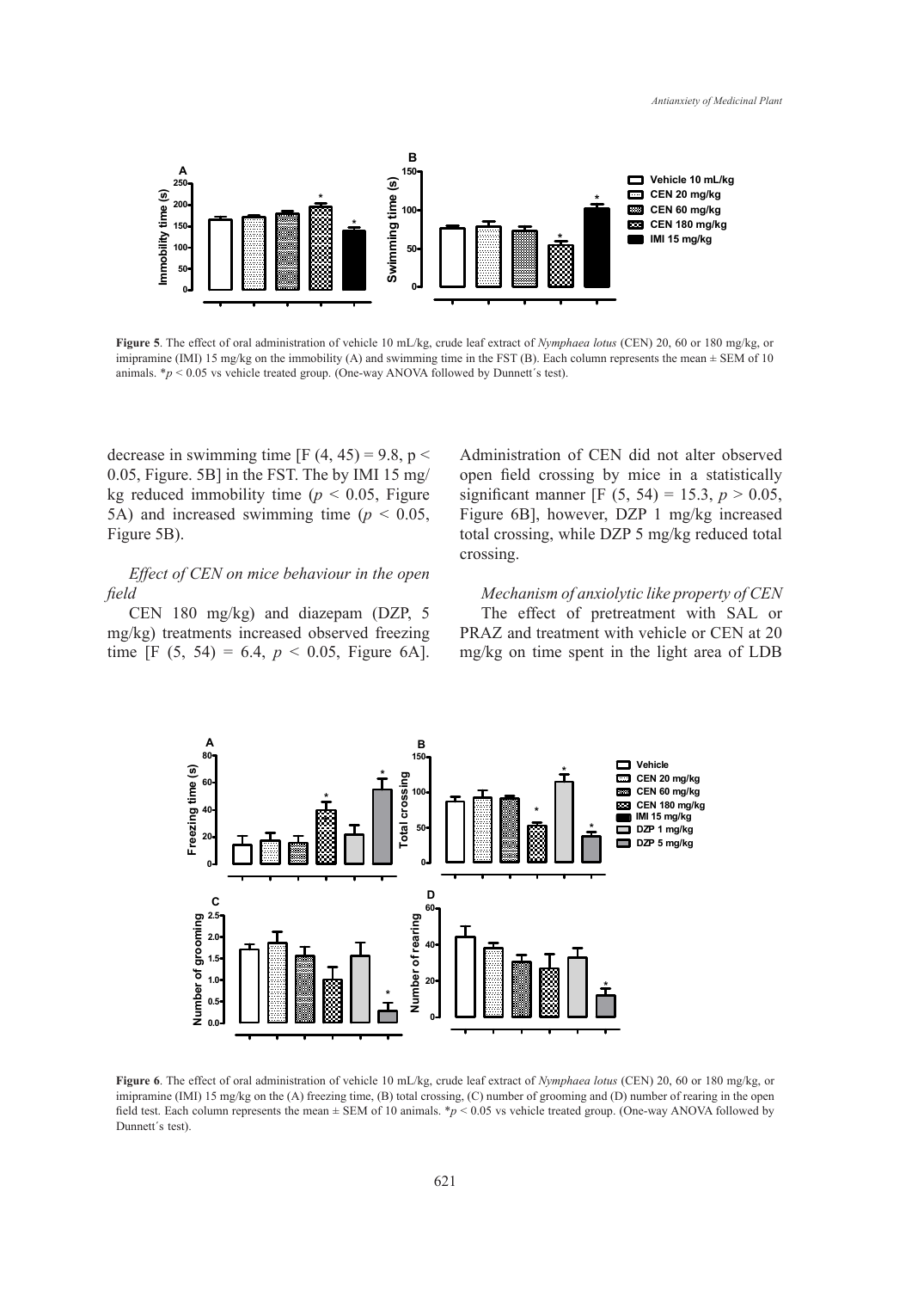**Figure 5**. The effect of oral administration of vehicle 10 mL/kg, crude leaf extract of *Nymphaea lotus* (CEN) 20, 60 or 180 mg/kg, or imipramine (IMI) 15 mg/kg on the immobility (A) and swimming time in the FST (B). Each column represents the mean ± SEM of 10 animals. \*$p < 0.05$ vs vehicle treated group. (One-way ANOVA followed by Dunnett´s test).

decrease in swimming time [$F (4, 45) = 9.8$, $p < 0.05$, Figure. 5B] in the FST. The by IMI 15 mg/kg reduced immobility time ($p < 0.05$, Figure 5A) and increased swimming time ($p < 0.05$, Figure 5B).

*Effect of CEN on mice behaviour in the open field*

CEN 180 mg/kg) and diazepam (DZP, 5 mg/kg) treatments increased observed freezing time [$F (5, 54) = 6.4$, $p < 0.05$, Figure 6A]. Administration of CEN did not alter observed open field crossing by mice in a statistically significant manner [$F (5, 54) = 15.3$, $p > 0.05$, Figure 6B], however, DZP 1 mg/kg increased total crossing, while DZP 5 mg/kg reduced total crossing.

*Mechanism of anxiolytic like property of CEN*

The effect of pretreatment with SAL or PRAZ and treatment with vehicle or CEN at 20 mg/kg on time spent in the light area of LDB

**Figure 6**. The effect of oral administration of vehicle 10 mL/kg, crude leaf extract of *Nymphaea lotus* (CEN) 20, 60 or 180 mg/kg, or imipramine (IMI) 15 mg/kg on the (A) freezing time, (B) total crossing, (C) number of grooming and (D) number of rearing in the open field test. Each column represents the mean ± SEM of 10 animals. \*$p < 0.05$ vs vehicle treated group. (One-way ANOVA followed by Dunnett´s test).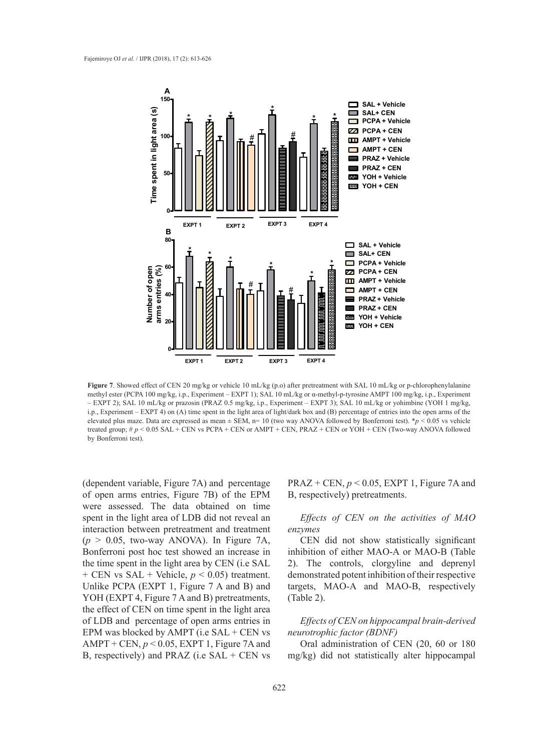**Figure 7**. Showed effect of CEN 20 mg/kg or vehicle 10 mL/kg (p.o) after pretreatment with SAL 10 mL/kg or p-chlorophenylalanine methyl ester (PCPA 100 mg/kg, i.p., Experiment – EXPT 1); SAL 10 mL/kg or α-methyl-p-tyrosine AMPT 100 mg/kg, i.p., Experiment – EXPT 2); SAL 10 mL/kg or prazosin (PRAZ 0.5 mg/kg, i.p., Experiment – EXPT 3); SAL 10 mL/kg or yohimbine (YOH 1 mg/kg, i.p., Experiment – EXPT 4) on (A) time spent in the light area of light/dark box and (B) percentage of entries into the open arms of the elevated plus maze. Data are expressed as mean ± SEM, n= 10 (two way ANOVA followed by Bonferroni test). \*$p < 0.05$ vs vehicle treated group; # $p < 0.05$ SAL + CEN vs PCPA + CEN or AMPT + CEN, PRAZ + CEN or YOH + CEN (Two-way ANOVA followed by Bonferroni test).

(dependent variable, Figure 7A) and percentage of open arms entries, Figure 7B) of the EPM were assessed. The data obtained on time spent in the light area of LDB did not reveal an interaction between pretreatment and treatment ($p > 0.05$, two-way ANOVA). In Figure 7A, Bonferroni post hoc test showed an increase in the time spent in the light area by CEN (i.e SAL + CEN vs SAL + Vehicle, $p < 0.05$) treatment. Unlike PCPA (EXPT 1, Figure 7 A and B) and YOH (EXPT 4, Figure 7 A and B) pretreatments, the effect of CEN on time spent in the light area of LDB and percentage of open arms entries in EPM was blocked by AMPT (i.e SAL + CEN vs AMPT + CEN, $p < 0.05$, EXPT 1, Figure 7A and B, respectively) and PRAZ (i.e SAL + CEN vs PRAZ + CEN, $p < 0.05$, EXPT 1, Figure 7A and B, respectively) pretreatments.

*Effects of CEN on the activities of MAO enzymes*

CEN did not show statistically significant inhibition of either MAO-A or MAO-B (Table 2). The controls, clorgyline and deprenyl demonstrated potent inhibition of their respective targets, MAO-A and MAO-B, respectively (Table 2).

*Effects of CEN on hippocampal brain-derived neurotrophic factor (BDNF)*

Oral administration of CEN (20, 60 or 180 mg/kg) did not statistically alter hippocampal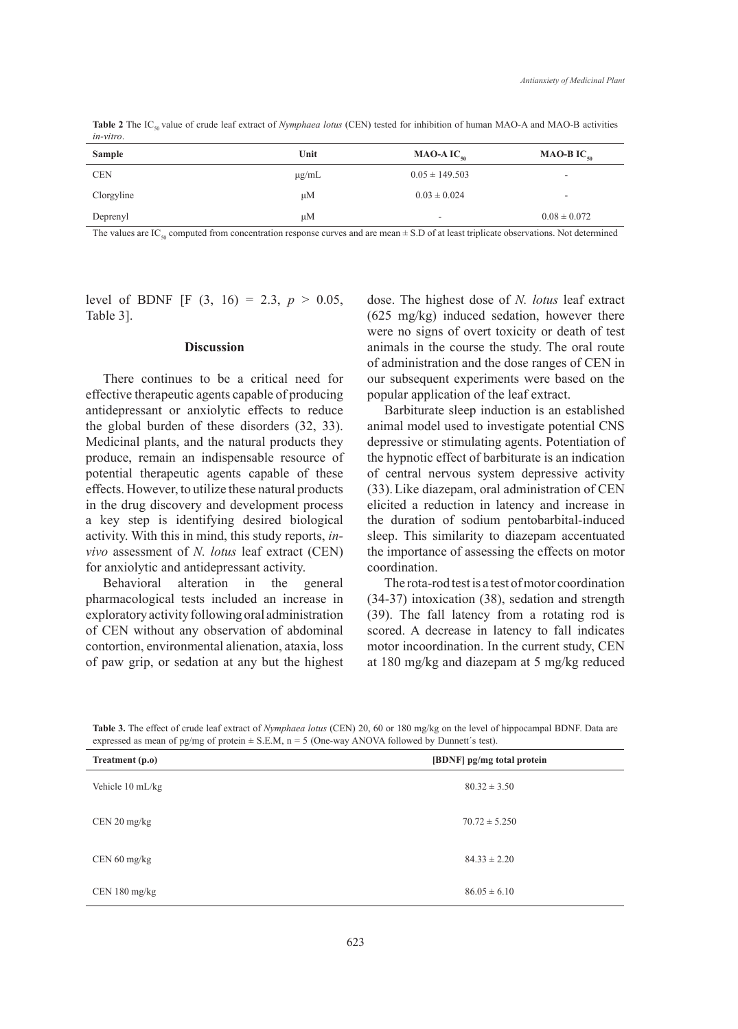**Table 2** The $IC_{50}$ value of crude leaf extract of *Nymphaea lotus* (CEN) tested for inhibition of human MAO-A and MAO-B activities *in-vitro*.

| Sample | Unit | MAO-A $IC_{50}$ | MAO-B $IC_{50}$ |
|---|---|---|---|
| CEN | μg/mL | 0.05 ± 149.503 | - |
| Clorgyline | μM | 0.03 ± 0.024 | - |
| Deprenyl | μM | - | 0.08 ± 0.072 |

The values are $IC_{50}$ computed from concentration response curves and are mean ± S.D of at least triplicate observations. Not determined

level of BDNF [$F$ (3, 16) = 2.3, $p > 0.05$, Table 3].

## Discussion

There continues to be a critical need for effective therapeutic agents capable of producing antidepressant or anxiolytic effects to reduce the global burden of these disorders (32, 33). Medicinal plants, and the natural products they produce, remain an indispensable resource of potential therapeutic agents capable of these effects. However, to utilize these natural products in the drug discovery and development process a key step is identifying desired biological activity. With this in mind, this study reports, *in-vivo* assessment of *N. lotus* leaf extract (CEN) for anxiolytic and antidepressant activity.

Behavioral alteration in the general pharmacological tests included an increase in exploratory activity following oral administration of CEN without any observation of abdominal contortion, environmental alienation, ataxia, loss of paw grip, or sedation at any but the highest dose. The highest dose of *N. lotus* leaf extract (625 mg/kg) induced sedation, however there were no signs of overt toxicity or death of test animals in the course the study. The oral route of administration and the dose ranges of CEN in our subsequent experiments were based on the popular application of the leaf extract.

Barbiturate sleep induction is an established animal model used to investigate potential CNS depressive or stimulating agents. Potentiation of the hypnotic effect of barbiturate is an indication of central nervous system depressive activity (33). Like diazepam, oral administration of CEN elicited a reduction in latency and increase in the duration of sodium pentobarbital-induced sleep. This similarity to diazepam accentuated the importance of assessing the effects on motor coordination.

The rota-rod test is a test of motor coordination (34-37) intoxication (38), sedation and strength (39). The fall latency from a rotating rod is scored. A decrease in latency to fall indicates motor incoordination. In the current study, CEN at 180 mg/kg and diazepam at 5 mg/kg reduced

**Table 3.** The effect of crude leaf extract of *Nymphaea lotus* (CEN) 20, 60 or 180 mg/kg on the level of hippocampal BDNF. Data are expressed as mean of pg/mg of protein ± S.E.M, n = 5 (One-way ANOVA followed by Dunnett´s test).

| Treatment (p.o) | [BDNF] pg/mg total protein |
|---|---|
| Vehicle 10 mL/kg | 80.32 ± 3.50 |
| CEN 20 mg/kg | 70.72 ± 5.250 |
| CEN 60 mg/kg | 84.33 ± 2.20 |
| CEN 180 mg/kg | 86.05 ± 6.10 |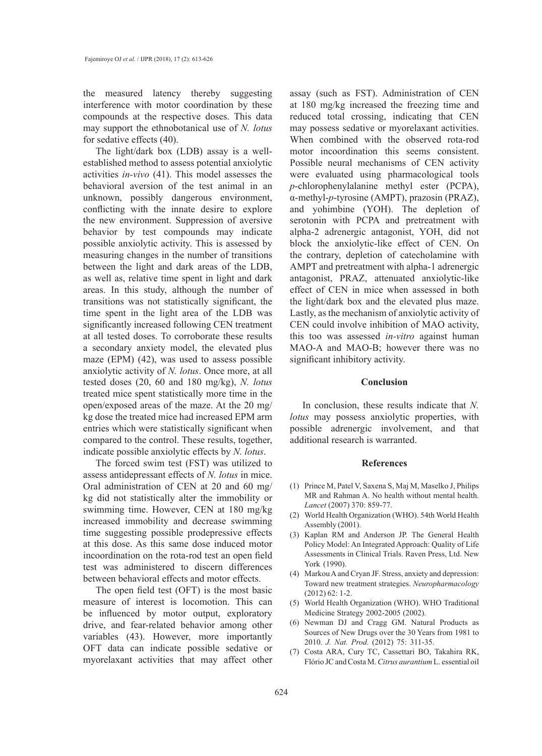the measured latency thereby suggesting interference with motor coordination by these compounds at the respective doses. This data may support the ethnobotanical use of *N. lotus* for sedative effects (40).

The light/dark box (LDB) assay is a well-established method to assess potential anxiolytic activities *in-vivo* (41). This model assesses the behavioral aversion of the test animal in an unknown, possibly dangerous environment, conflicting with the innate desire to explore the new environment. Suppression of aversive behavior by test compounds may indicate possible anxiolytic activity. This is assessed by measuring changes in the number of transitions between the light and dark areas of the LDB, as well as, relative time spent in light and dark areas. In this study, although the number of transitions was not statistically significant, the time spent in the light area of the LDB was significantly increased following CEN treatment at all tested doses. To corroborate these results a secondary anxiety model, the elevated plus maze (EPM) (42), was used to assess possible anxiolytic activity of *N. lotus*. Once more, at all tested doses (20, 60 and 180 mg/kg), *N. lotus* treated mice spent statistically more time in the open/exposed areas of the maze. At the 20 mg/kg dose the treated mice had increased EPM arm entries which were statistically significant when compared to the control. These results, together, indicate possible anxiolytic effects by *N. lotus*.

The forced swim test (FST) was utilized to assess antidepressant effects of *N. lotus* in mice. Oral administration of CEN at 20 and 60 mg/kg did not statistically alter the immobility or swimming time. However, CEN at 180 mg/kg increased immobility and decrease swimming time suggesting possible prodepressive effects at this dose. As this same dose induced motor incoordination on the rota-rod test an open field test was administered to discern differences between behavioral effects and motor effects.

The open field test (OFT) is the most basic measure of interest is locomotion. This can be influenced by motor output, exploratory drive, and fear-related behavior among other variables (43). However, more importantly OFT data can indicate possible sedative or myorelaxant activities that may affect other assay (such as FST). Administration of CEN at 180 mg/kg increased the freezing time and reduced total crossing, indicating that CEN may possess sedative or myorelaxant activities. When combined with the observed rota-rod motor incoordination this seems consistent. Possible neural mechanisms of CEN activity were evaluated using pharmacological tools *p*-chlorophenylalanine methyl ester (PCPA), α-methyl-*p*-tyrosine (AMPT), prazosin (PRAZ), and yohimbine (YOH). The depletion of serotonin with PCPA and pretreatment with alpha-2 adrenergic antagonist, YOH, did not block the anxiolytic-like effect of CEN. On the contrary, depletion of catecholamine with AMPT and pretreatment with alpha-1 adrenergic antagonist, PRAZ, attenuated anxiolytic-like effect of CEN in mice when assessed in both the light/dark box and the elevated plus maze. Lastly, as the mechanism of anxiolytic activity of CEN could involve inhibition of MAO activity, this too was assessed *in-vitro* against human MAO-A and MAO-B; however there was no significant inhibitory activity.

## Conclusion

In conclusion, these results indicate that *N. lotus* may possess anxiolytic properties, with possible adrenergic involvement, and that additional research is warranted.

## References

(1) Prince M, Patel V, Saxena S, Maj M, Maselko J, Philips MR and Rahman A. No health without mental health. *Lancet* (2007) 370: 859-77.

(2) World Health Organization (WHO). 54th World Health Assembly (2001).

(3) Kaplan RM and Anderson JP. The General Health Policy Model: An Integrated Approach: Quality of Life Assessments in Clinical Trials. Raven Press, Ltd. New York (1990).

(4) Markou A and Cryan JF. Stress, anxiety and depression: Toward new treatment strategies. *Neuropharmacology* (2012) 62: 1-2.

(5) World Health Organization (WHO). WHO Traditional Medicine Strategy 2002-2005 (2002).

(6) Newman DJ and Cragg GM. Natural Products as Sources of New Drugs over the 30 Years from 1981 to 2010. *J. Nat. Prod.* (2012) 75: 311-35.

(7) Costa ARA, Cury TC, Cassettari BO, Takahira RK, Flório JC and Costa M. *Citrus aurantium* L. essential oil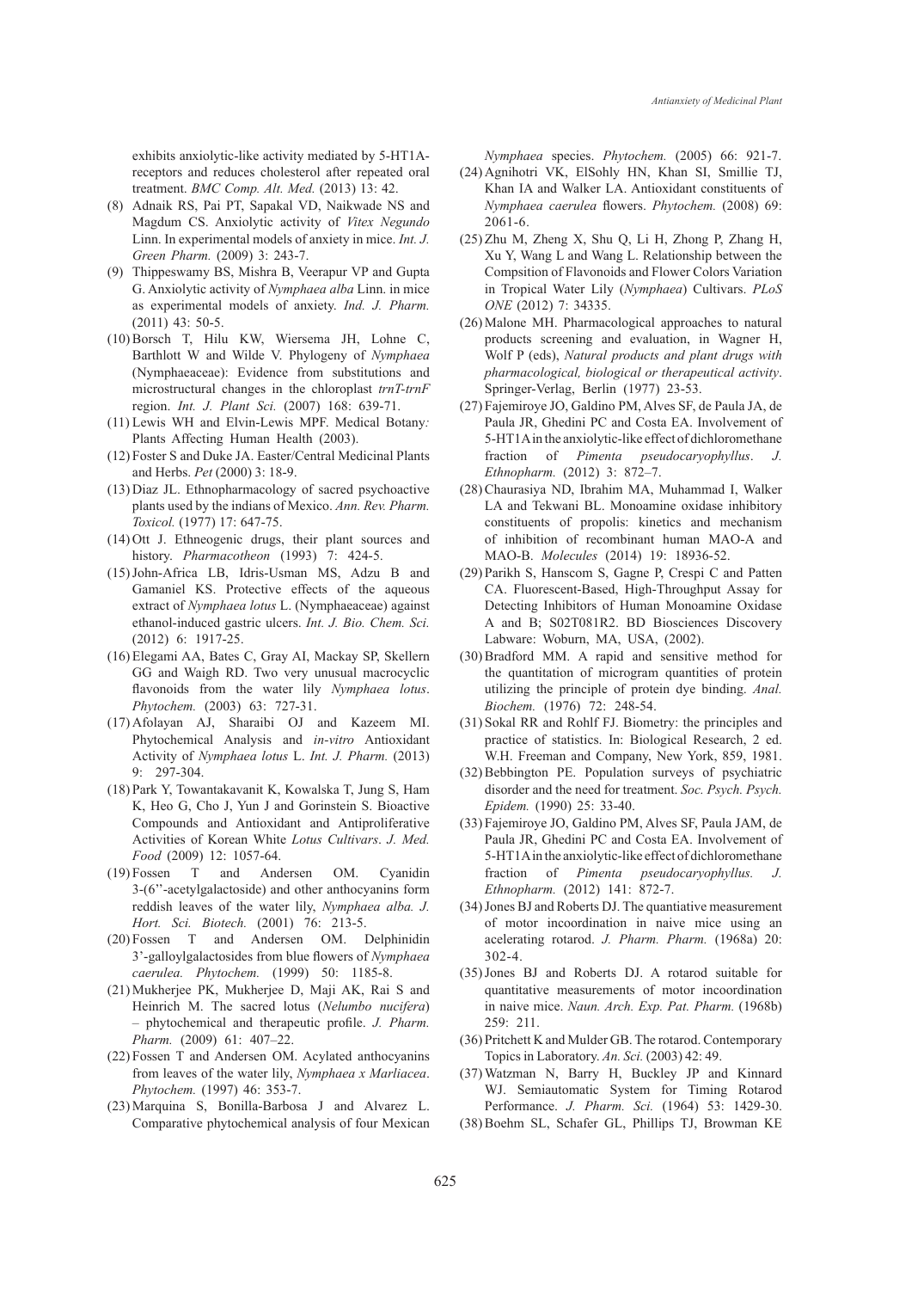exhibits anxiolytic-like activity mediated by 5-HT1A-receptors and reduces cholesterol after repeated oral treatment. *BMC Comp. Alt. Med.* (2013) 13: 42.

(8) Adnaik RS, Pai PT, Sapakal VD, Naikwade NS and Magdum CS. Anxiolytic activity of *Vitex Negundo* Linn. In experimental models of anxiety in mice. *Int. J. Green Pharm.* (2009) 3: 243-7.

(9) Thippeswamy BS, Mishra B, Veerapur VP and Gupta G. Anxiolytic activity of *Nymphaea alba* Linn. in mice as experimental models of anxiety. *Ind. J. Pharm.* (2011) 43: 50-5.

(10) Borsch T, Hilu KW, Wiersema JH, Lohne C, Barthlott W and Wilde V. Phylogeny of *Nymphaea* (Nymphaeaceae): Evidence from substitutions and microstructural changes in the chloroplast *trnT-trnF* region. *Int. J. Plant Sci.* (2007) 168: 639-71.

(11) Lewis WH and Elvin-Lewis MPF. Medical Botany*:* Plants Affecting Human Health (2003).

(12) Foster S and Duke JA. Easter/Central Medicinal Plants and Herbs. *Pet* (2000) 3: 18-9.

(13) Diaz JL. Ethnopharmacology of sacred psychoactive plants used by the indians of Mexico. *Ann. Rev. Pharm. Toxicol.* (1977) 17: 647-75.

(14) Ott J. Ethneogenic drugs, their plant sources and history. *Pharmacotheon* (1993) 7: 424-5.

(15) John-Africa LB, Idris-Usman MS, Adzu B and Gamaniel KS. Protective effects of the aqueous extract of *Nymphaea lotus* L. (Nymphaeaceae) against ethanol-induced gastric ulcers. *Int. J. Bio. Chem. Sci.* (2012) 6: 1917-25.

(16) Elegami AA, Bates C, Gray AI, Mackay SP, Skellern GG and Waigh RD. Two very unusual macrocyclic flavonoids from the water lily *Nymphaea lotus*. *Phytochem.* (2003) 63: 727-31.

(17) Afolayan AJ, Sharaibi OJ and Kazeem MI. Phytochemical Analysis and *in-vitro* Antioxidant Activity of *Nymphaea lotus* L. *Int. J. Pharm.* (2013) 9: 297-304.

(18) Park Y, Towantakavanit K, Kowalska T, Jung S, Ham K, Heo G, Cho J, Yun J and Gorinstein S. Bioactive Compounds and Antioxidant and Antiproliferative Activities of Korean White *Lotus Cultivars*. *J. Med. Food* (2009) 12: 1057-64.

(19) Fossen T and Andersen OM. Cyanidin 3-(6''-acetylgalactoside) and other anthocyanins form reddish leaves of the water lily, *Nymphaea alba. J. Hort. Sci. Biotech.* (2001) 76: 213-5.

(20) Fossen T and Andersen OM. Delphinidin 3'-galloylgalactosides from blue flowers of *Nymphaea caerulea. Phytochem.* (1999) 50: 1185-8.

(21) Mukherjee PK, Mukherjee D, Maji AK, Rai S and Heinrich M. The sacred lotus (*Nelumbo nucifera*) – phytochemical and therapeutic profile. *J. Pharm. Pharm.* (2009) 61: 407–22.

(22) Fossen T and Andersen OM. Acylated anthocyanins from leaves of the water lily, *Nymphaea x Marliacea*. *Phytochem.* (1997) 46: 353-7.

(23) Marquina S, Bonilla-Barbosa J and Alvarez L. Comparative phytochemical analysis of four Mexican *Nymphaea* species. *Phytochem.* (2005) 66: 921-7.

(24) Agnihotri VK, ElSohly HN, Khan SI, Smillie TJ, Khan IA and Walker LA. Antioxidant constituents of *Nymphaea caerulea* flowers. *Phytochem.* (2008) 69: 2061-6.

(25) Zhu M, Zheng X, Shu Q, Li H, Zhong P, Zhang H, Xu Y, Wang L and Wang L. Relationship between the Compsition of Flavonoids and Flower Colors Variation in Tropical Water Lily (*Nymphaea*) Cultivars. *PLoS ONE* (2012) 7: 34335.

(26) Malone MH. Pharmacological approaches to natural products screening and evaluation, in Wagner H, Wolf P (eds), *Natural products and plant drugs with pharmacological, biological or therapeutical activity*. Springer-Verlag, Berlin (1977) 23-53.

(27) Fajemiroye JO, Galdino PM, Alves SF, de Paula JA, de Paula JR, Ghedini PC and Costa EA. Involvement of 5-HT1A in the anxiolytic-like effect of dichloromethane fraction of *Pimenta pseudocaryophyllus*. *J. Ethnopharm.* (2012) 3: 872–7.

(28) Chaurasiya ND, Ibrahim MA, Muhammad I, Walker LA and Tekwani BL. Monoamine oxidase inhibitory constituents of propolis: kinetics and mechanism of inhibition of recombinant human MAO-A and MAO-B. *Molecules* (2014) 19: 18936-52.

(29) Parikh S, Hanscom S, Gagne P, Crespi C and Patten CA. Fluorescent-Based, High-Throughput Assay for Detecting Inhibitors of Human Monoamine Oxidase A and B; S02T081R2. BD Biosciences Discovery Labware: Woburn, MA, USA, (2002).

(30) Bradford MM. A rapid and sensitive method for the quantitation of microgram quantities of protein utilizing the principle of protein dye binding. *Anal. Biochem.* (1976) 72: 248-54.

(31) Sokal RR and Rohlf FJ. Biometry: the principles and practice of statistics. In: Biological Research, 2 ed. W.H. Freeman and Company, New York, 859, 1981.

(32) Bebbington PE. Population surveys of psychiatric disorder and the need for treatment. *Soc. Psych. Psych. Epidem.* (1990) 25: 33-40.

(33) Fajemiroye JO, Galdino PM, Alves SF, Paula JAM, de Paula JR, Ghedini PC and Costa EA. Involvement of 5-HT1A in the anxiolytic-like effect of dichloromethane fraction of *Pimenta pseudocaryophyllus. J. Ethnopharm.* (2012) 141: 872-7.

(34) Jones BJ and Roberts DJ. The quantiative measurement of motor incoordination in naive mice using an acelerating rotarod. *J. Pharm. Pharm.* (1968a) 20: 302-4.

(35) Jones BJ and Roberts DJ. A rotarod suitable for quantitative measurements of motor incoordination in naive mice. *Naun. Arch. Exp. Pat. Pharm.* (1968b) 259: 211.

(36) Pritchett K and Mulder GB. The rotarod. Contemporary Topics in Laboratory. *An. Sci.* (2003) 42: 49.

(37) Watzman N, Barry H, Buckley JP and Kinnard WJ. Semiautomatic System for Timing Rotarod Performance. *J. Pharm. Sci.* (1964) 53: 1429-30.

(38) Boehm SL, Schafer GL, Phillips TJ, Browman KE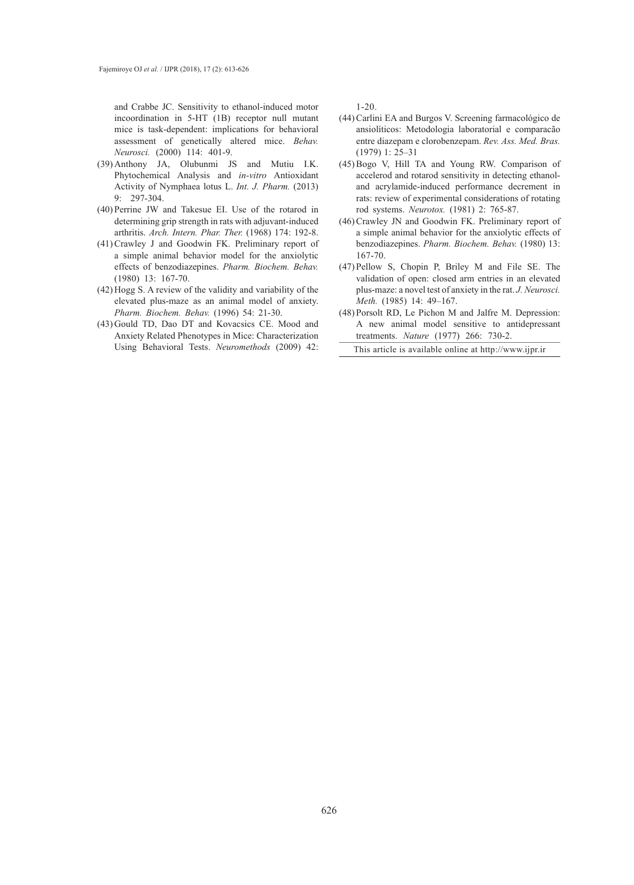and Crabbe JC. Sensitivity to ethanol-induced motor incoordination in 5-HT (1B) receptor null mutant mice is task-dependent: implications for behavioral assessment of genetically altered mice. *Behav. Neurosci.* (2000) 114: 401-9.

(39) Anthony JA, Olubunmi JS and Mutiu I.K. Phytochemical Analysis and *in-vitro* Antioxidant Activity of Nymphaea lotus L. *Int. J. Pharm.* (2013) 9: 297-304.

(40) Perrine JW and Takesue EI. Use of the rotarod in determining grip strength in rats with adjuvant-induced arthritis. *Arch. Intern. Phar. Ther.* (1968) 174: 192-8.

(41) Crawley J and Goodwin FK. Preliminary report of a simple animal behavior model for the anxiolytic effects of benzodiazepines. *Pharm. Biochem. Behav.* (1980) 13: 167-70.

(42) Hogg S. A review of the validity and variability of the elevated plus-maze as an animal model of anxiety. *Pharm. Biochem. Behav.* (1996) 54: 21-30.

(43) Gould TD, Dao DT and Kovacsics CE. Mood and Anxiety Related Phenotypes in Mice: Characterization Using Behavioral Tests. *Neuromethods* (2009) 42: 1-20.

(44) Carlini EA and Burgos V. Screening farmacológico de ansiolíticos: Metodologia laboratorial e comparacão entre diazepam e clorobenzepam. *Rev. Ass. Med. Bras.* (1979) 1: 25–31

(45) Bogo V, Hill TA and Young RW. Comparison of accelerod and rotarod sensitivity in detecting ethanol- and acrylamide-induced performance decrement in rats: review of experimental considerations of rotating rod systems. *Neurotox.* (1981) 2: 765-87.

(46) Crawley JN and Goodwin FK. Preliminary report of a simple animal behavior for the anxiolytic effects of benzodiazepines. *Pharm. Biochem. Behav.* (1980) 13: 167-70.

(47) Pellow S, Chopin P, Briley M and File SE. The validation of open: closed arm entries in an elevated plus-maze: a novel test of anxiety in the rat. *J. Neurosci. Meth.* (1985) 14: 49–167.

(48) Porsolt RD, Le Pichon M and Jalfre M. Depression: A new animal model sensitive to antidepressant treatments. *Nature* (1977) 266: 730-2.

This article is available online at http://www.ijpr.ir